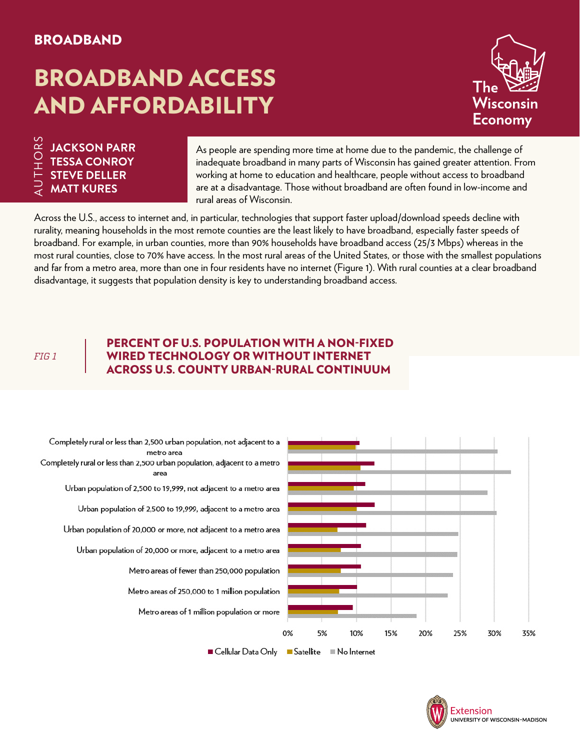BROADBAND

# BROADBAND ACCESS AND AFFORDABILITY

The Wisconsin Economy

AUTHORS
**JACKSON PARR**
**TESSA CONROY**
**STEVE DELLER**
**MATT KURES**

As people are spending more time at home due to the pandemic, the challenge of inadequate broadband in many parts of Wisconsin has gained greater attention. From working at home to education and healthcare, people without access to broadband are at a disadvantage. Those without broadband are often found in low-income and rural areas of Wisconsin.

Across the U.S., access to internet and, in particular, technologies that support faster upload/download speeds decline with rurality, meaning households in the most remote counties are the least likely to have broadband, especially faster speeds of broadband. For example, in urban counties, more than 90% households have broadband access (25/3 Mbps) whereas in the most rural counties, close to 70% have access. In the most rural areas of the United States, or those with the smallest populations and far from a metro area, more than one in four residents have no internet (Figure 1). With rural counties at a clear broadband disadvantage, it suggests that population density is key to understanding broadband access.

*FIG 1*

## PERCENT OF U.S. POPULATION WITH A NON-FIXED WIRED TECHNOLOGY OR WITHOUT INTERNET ACROSS U.S. COUNTY URBAN-RURAL CONTINUUM

| | Cellular Data Only | Satellite | No Internet |
|---|---|---|---|
| Completely rural or less than 2,500 urban population, not adjacent to a metro area | ~10% | ~10% | ~30% |
| Completely rural or less than 2,500 urban population, adjacent to a metro area | ~12.5% | ~10.5% | ~32% |
| Urban population of 2,500 to 19,999, not adjacent to a metro area | ~11% | ~9.5% | ~29% |
| Urban population of 2,500 to 19,999, adjacent to a metro area | ~12.5% | ~10% | ~30% |
| Urban population of 20,000 or more, not adjacent to a metro area | ~11% | ~7% | ~25% |
| Urban population of 20,000 or more, adjacent to a metro area | ~10.5% | ~7.5% | ~25% |
| Metro areas of fewer than 250,000 population | ~10.5% | ~7.5% | ~24% |
| Metro areas of 250,000 to 1 million population | ~10% | ~7.5% | ~23% |
| Metro areas of 1 million population or more | ~9.5% | ~7% | ~18.5% |

Extension
UNIVERSITY OF WISCONSIN-MADISON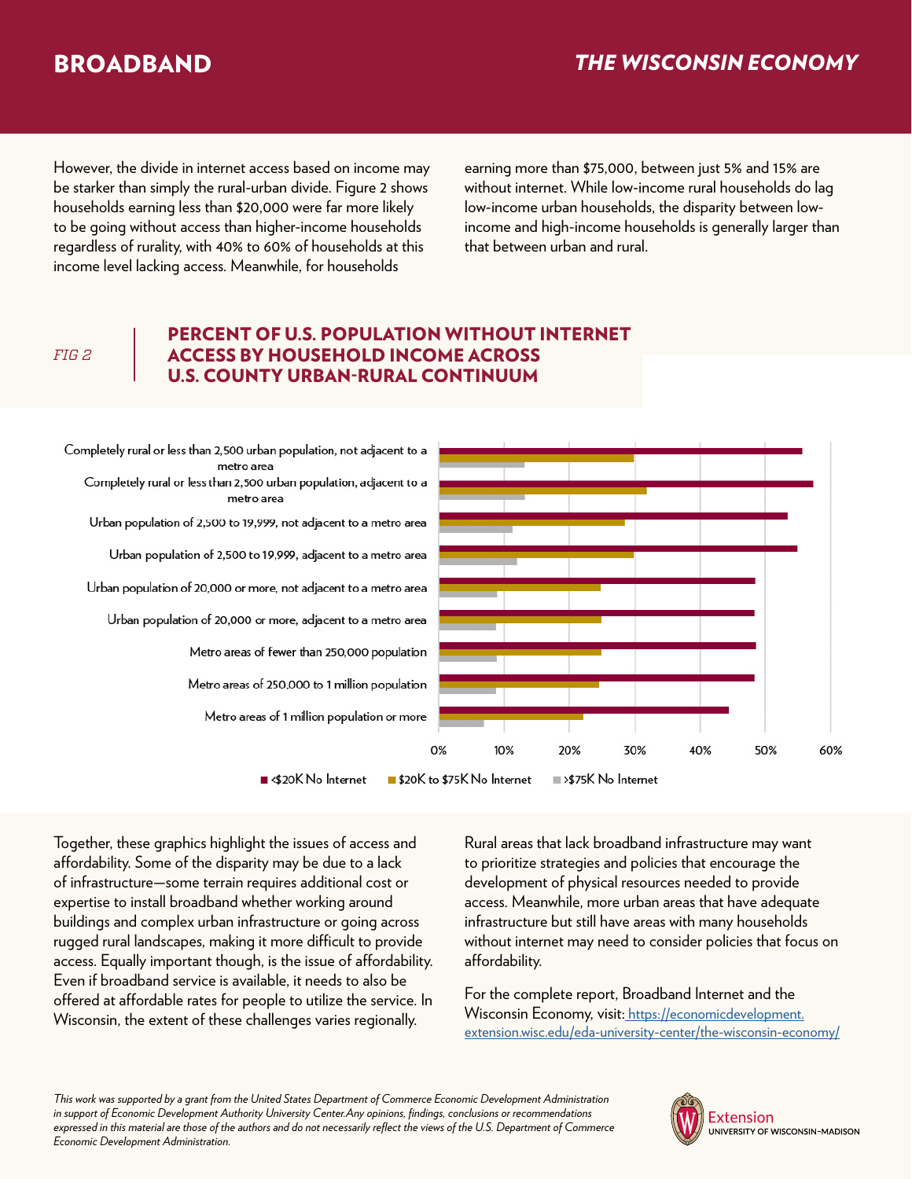# BROADBAND

*THE WISCONSIN ECONOMY*

However, the divide in internet access based on income may be starker than simply the rural-urban divide. Figure 2 shows households earning less than $20,000 were far more likely to be going without access than higher-income households regardless of rurality, with 40% to 60% of households at this income level lacking access. Meanwhile, for households earning more than $75,000, between just 5% and 15% are without internet. While low-income rural households do lag low-income urban households, the disparity between low-income and high-income households is generally larger than that between urban and rural.

*FIG 2*

## PERCENT OF U.S. POPULATION WITHOUT INTERNET ACCESS BY HOUSEHOLD INCOME ACROSS U.S. COUNTY URBAN-RURAL CONTINUUM

Completely rural or less than 2,500 urban population, not adjacent to a metro area
Completely rural or less than 2,500 urban population, adjacent to a metro area
Urban population of 2,500 to 19,999, not adjacent to a metro area
Urban population of 2,500 to 19,999, adjacent to a metro area
Urban population of 20,000 or more, not adjacent to a metro area
Urban population of 20,000 or more, adjacent to a metro area
Metro areas of fewer than 250,000 population
Metro areas of 250,000 to 1 million population
Metro areas of 1 million population or more

0% 10% 20% 30% 40% 50% 60%

<$20K No Internet
$20K to $75K No Internet
>$75K No Internet

Together, these graphics highlight the issues of access and affordability. Some of the disparity may be due to a lack of infrastructure—some terrain requires additional cost or expertise to install broadband whether working around buildings and complex urban infrastructure or going across rugged rural landscapes, making it more difficult to provide access. Equally important though, is the issue of affordability. Even if broadband service is available, it needs to also be offered at affordable rates for people to utilize the service. In Wisconsin, the extent of these challenges varies regionally.

Rural areas that lack broadband infrastructure may want to prioritize strategies and policies that encourage the development of physical resources needed to provide access. Meanwhile, more urban areas that have adequate infrastructure but still have areas with many households without internet may need to consider policies that focus on affordability.

For the complete report, Broadband Internet and the Wisconsin Economy, visit: https://economicdevelopment.extension.wisc.edu/eda-university-center/the-wisconsin-economy/

*This work was supported by a grant from the United States Department of Commerce Economic Development Administration in support of Economic Development Authority University Center.Any opinions, findings, conclusions or recommendations expressed in this material are those of the authors and do not necessarily reflect the views of the U.S. Department of Commerce Economic Development Administration.*

Extension
UNIVERSITY OF WISCONSIN-MADISON